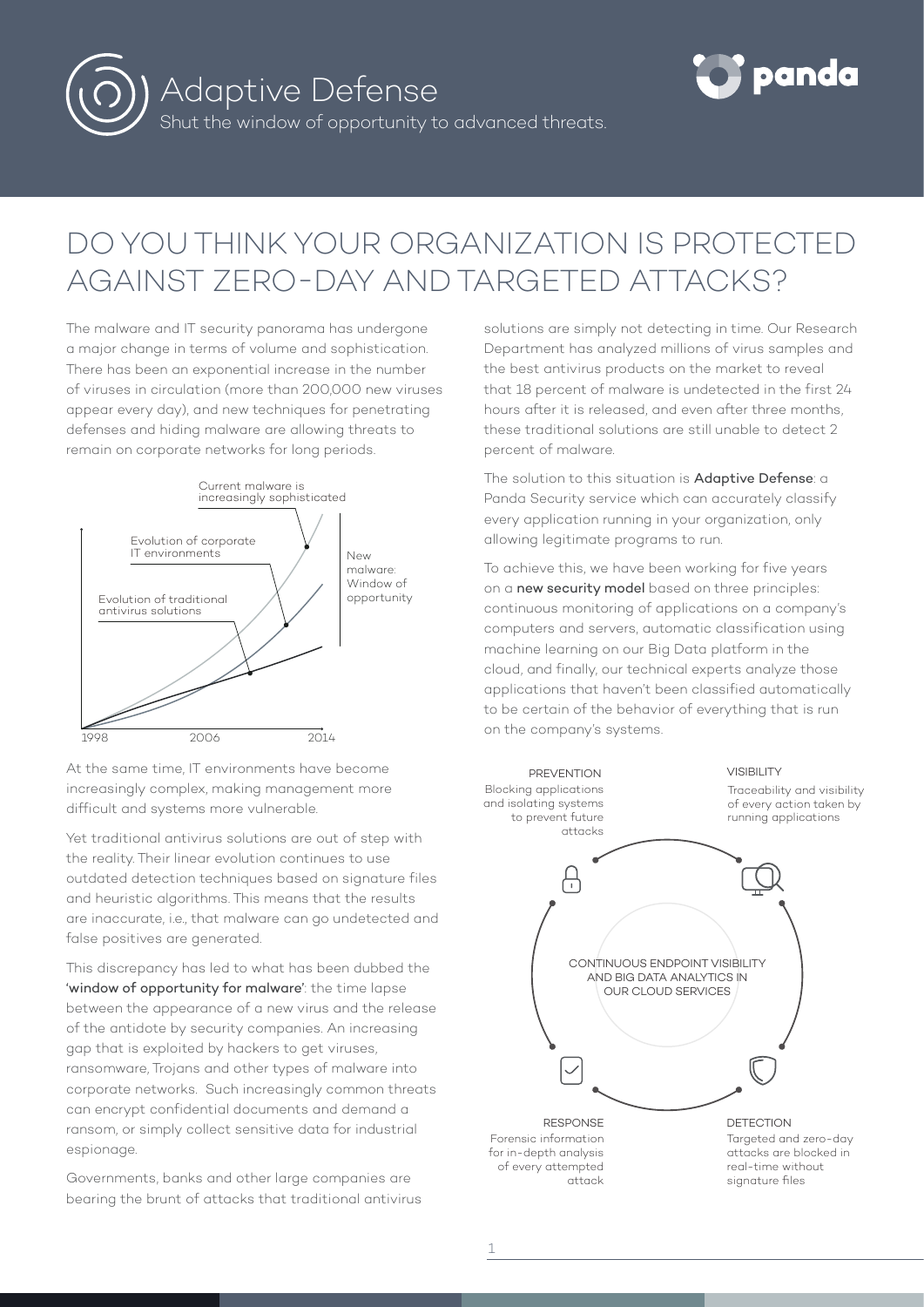# Adaptive Defense

Shut the window of opportunity to advanced threats.

## DO YOU THINK YOUR ORGANIZATION IS PROTECTED AGAINST ZERO-DAY AND TARGETED ATTACKS?

The malware and IT security panorama has undergone a major change in terms of volume and sophistication. There has been an exponential increase in the number of viruses in circulation (more than 200,000 new viruses appear every day), and new techniques for penetrating defenses and hiding malware are allowing threats to remain on corporate networks for long periods.

Current malware is increasingly sophisticated

Evolution of corporate IT environments

Evolution of traditional antivirus solutions

New malware: Window of opportunity

1998 2006 2014

At the same time, IT environments have become increasingly complex, making management more difficult and systems more vulnerable.

Yet traditional antivirus solutions are out of step with the reality. Their linear evolution continues to use outdated detection techniques based on signature files and heuristic algorithms. This means that the results are inaccurate, i.e., that malware can go undetected and false positives are generated.

This discrepancy has led to what has been dubbed the **'window of opportunity for malware'**: the time lapse between the appearance of a new virus and the release of the antidote by security companies. An increasing gap that is exploited by hackers to get viruses, ransomware, Trojans and other types of malware into corporate networks. Such increasingly common threats can encrypt confidential documents and demand a ransom, or simply collect sensitive data for industrial espionage.

Governments, banks and other large companies are bearing the brunt of attacks that traditional antivirus solutions are simply not detecting in time. Our Research Department has analyzed millions of virus samples and the best antivirus products on the market to reveal that 18 percent of malware is undetected in the first 24 hours after it is released, and even after three months, these traditional solutions are still unable to detect 2 percent of malware.

The solution to this situation is **Adaptive Defense**: a Panda Security service which can accurately classify every application running in your organization, only allowing legitimate programs to run.

To achieve this, we have been working for five years on a **new security model** based on three principles: continuous monitoring of applications on a company's computers and servers, automatic classification using machine learning on our Big Data platform in the cloud, and finally, our technical experts analyze those applications that haven't been classified automatically to be certain of the behavior of everything that is run on the company's systems.

CONTINUOUS ENDPOINT VISIBILITY AND BIG DATA ANALYTICS IN OUR CLOUD SERVICES

PREVENTION
Blocking applications and isolating systems to prevent future attacks

VISIBILITY
Traceability and visibility of every action taken by running applications

DETECTION
Targeted and zero-day attacks are blocked in real-time without signature files

RESPONSE
Forensic information for in-depth analysis of every attempted attack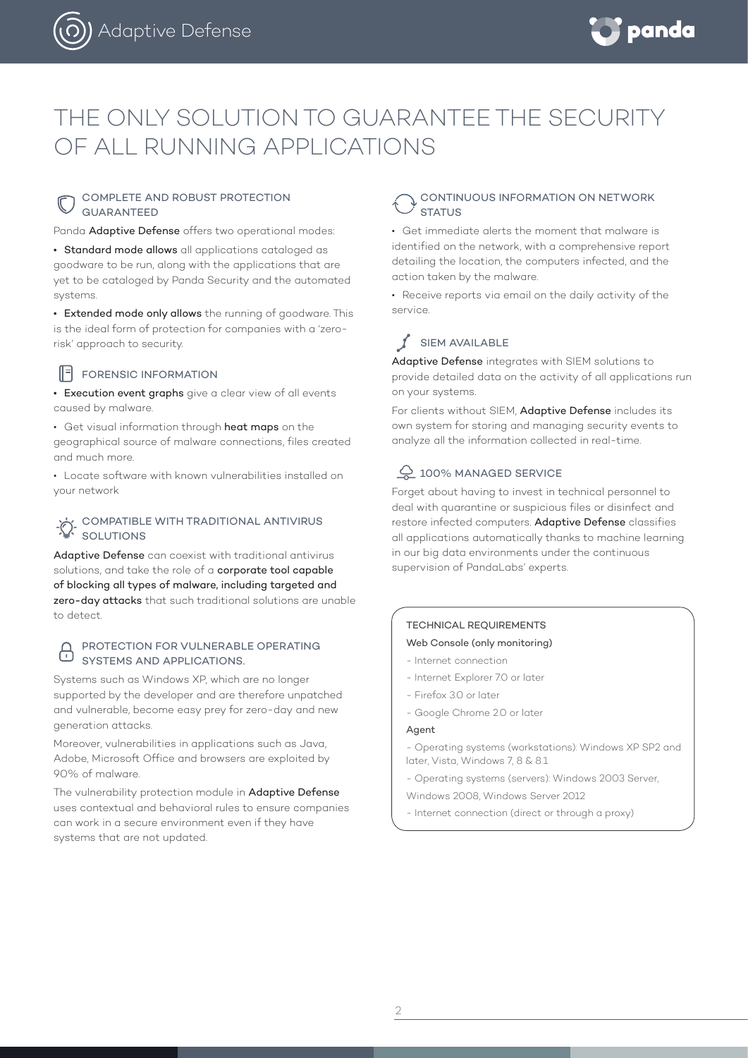# THE ONLY SOLUTION TO GUARANTEE THE SECURITY OF ALL RUNNING APPLICATIONS

## COMPLETE AND ROBUST PROTECTION GUARANTEED

Panda **Adaptive Defense** offers two operational modes:

- **Standard mode allows** all applications cataloged as goodware to be run, along with the applications that are yet to be cataloged by Panda Security and the automated systems.
- **Extended mode only allows** the running of goodware. This is the ideal form of protection for companies with a 'zero-risk' approach to security.

## FORENSIC INFORMATION

- **Execution event graphs** give a clear view of all events caused by malware.
- Get visual information through **heat maps** on the geographical source of malware connections, files created and much more.
- Locate software with known vulnerabilities installed on your network

## COMPATIBLE WITH TRADITIONAL ANTIVIRUS SOLUTIONS

**Adaptive Defense** can coexist with traditional antivirus solutions, and take the role of a **corporate tool capable of blocking all types of malware, including targeted and zero-day attacks** that such traditional solutions are unable to detect.

## PROTECTION FOR VULNERABLE OPERATING SYSTEMS AND APPLICATIONS.

Systems such as Windows XP, which are no longer supported by the developer and are therefore unpatched and vulnerable, become easy prey for zero-day and new generation attacks.

Moreover, vulnerabilities in applications such as Java, Adobe, Microsoft Office and browsers are exploited by 90% of malware.

The vulnerability protection module in **Adaptive Defense** uses contextual and behavioral rules to ensure companies can work in a secure environment even if they have systems that are not updated.

## CONTINUOUS INFORMATION ON NETWORK STATUS

- Get immediate alerts the moment that malware is identified on the network, with a comprehensive report detailing the location, the computers infected, and the action taken by the malware.
- Receive reports via email on the daily activity of the service.

## SIEM AVAILABLE

**Adaptive Defense** integrates with SIEM solutions to provide detailed data on the activity of all applications run on your systems.

For clients without SIEM, **Adaptive Defense** includes its own system for storing and managing security events to analyze all the information collected in real-time.

## 100% MANAGED SERVICE

Forget about having to invest in technical personnel to deal with quarantine or suspicious files or disinfect and restore infected computers. **Adaptive Defense** classifies all applications automatically thanks to machine learning in our big data environments under the continuous supervision of PandaLabs' experts.

## TECHNICAL REQUIREMENTS

**Web Console (only monitoring)**

- Internet connection
- Internet Explorer 7.0 or later
- Firefox 3.0 or later
- Google Chrome 2.0 or later

**Agent**

- Operating systems (workstations): Windows XP SP2 and later, Vista, Windows 7, 8 & 8.1
- Operating systems (servers): Windows 2003 Server, Windows 2008, Windows Server 2012
- Internet connection (direct or through a proxy)